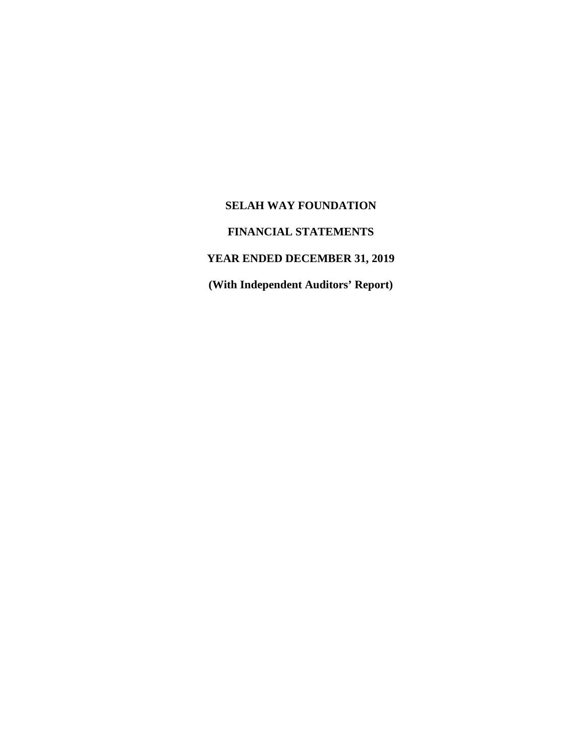# SELAH WAY FOUNDATION

## FINANCIAL STATEMENTS

## YEAR ENDED DECEMBER 31, 2019

**(With Independent Auditors' Report)**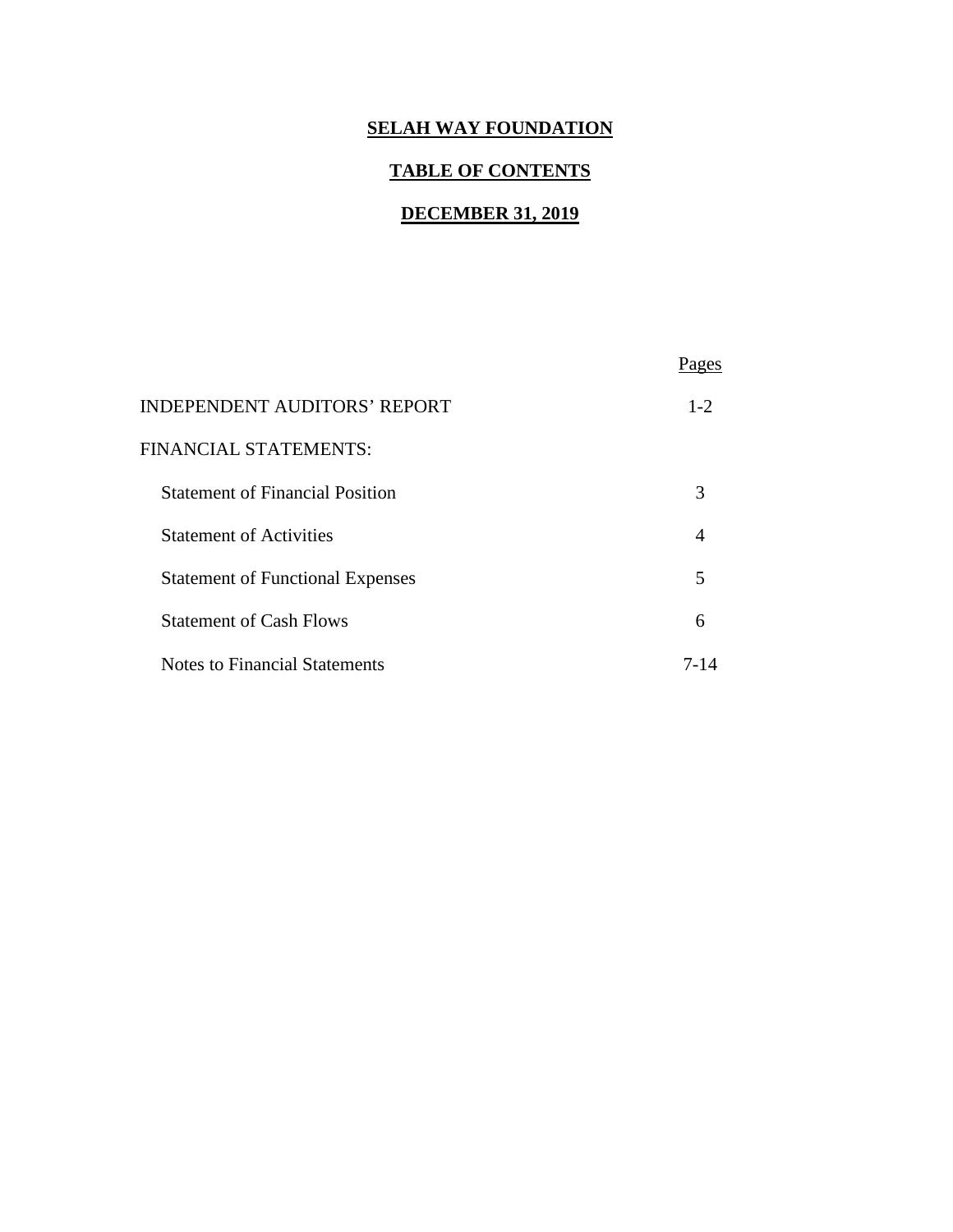# SELAH WAY FOUNDATION

## TABLE OF CONTENTS

## DECEMBER 31, 2019

| | Pages |
|---|---|
| INDEPENDENT AUDITORS' REPORT | 1-2 |
| FINANCIAL STATEMENTS: | |
| Statement of Financial Position | 3 |
| Statement of Activities | 4 |
| Statement of Functional Expenses | 5 |
| Statement of Cash Flows | 6 |
| Notes to Financial Statements | 7-14 |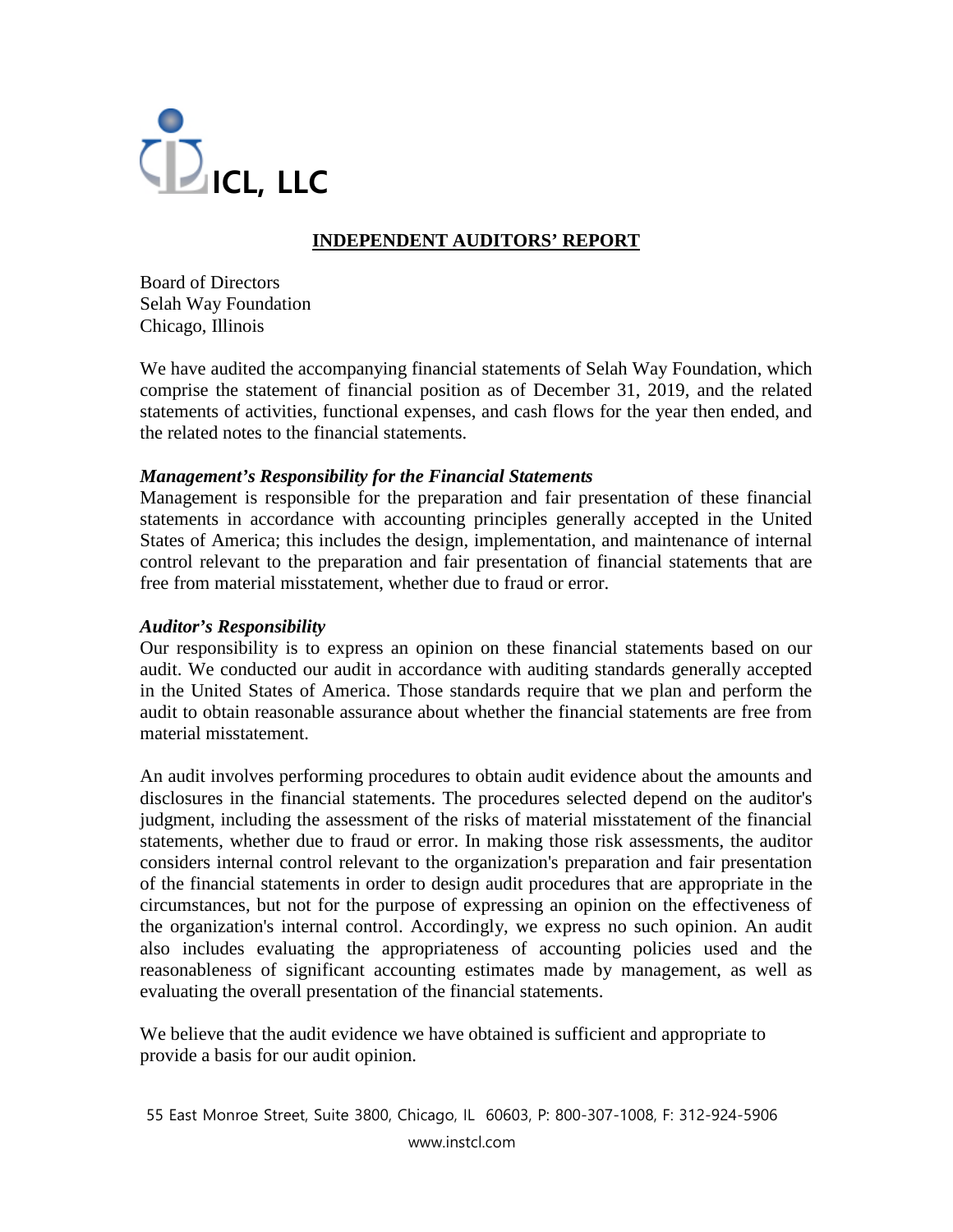ICL, LLC

## INDEPENDENT AUDITORS' REPORT

Board of Directors
Selah Way Foundation
Chicago, Illinois

We have audited the accompanying financial statements of Selah Way Foundation, which comprise the statement of financial position as of December 31, 2019, and the related statements of activities, functional expenses, and cash flows for the year then ended, and the related notes to the financial statements.

***Management's Responsibility for the Financial Statements***

Management is responsible for the preparation and fair presentation of these financial statements in accordance with accounting principles generally accepted in the United States of America; this includes the design, implementation, and maintenance of internal control relevant to the preparation and fair presentation of financial statements that are free from material misstatement, whether due to fraud or error.

***Auditor's Responsibility***

Our responsibility is to express an opinion on these financial statements based on our audit. We conducted our audit in accordance with auditing standards generally accepted in the United States of America. Those standards require that we plan and perform the audit to obtain reasonable assurance about whether the financial statements are free from material misstatement.

An audit involves performing procedures to obtain audit evidence about the amounts and disclosures in the financial statements. The procedures selected depend on the auditor's judgment, including the assessment of the risks of material misstatement of the financial statements, whether due to fraud or error. In making those risk assessments, the auditor considers internal control relevant to the organization's preparation and fair presentation of the financial statements in order to design audit procedures that are appropriate in the circumstances, but not for the purpose of expressing an opinion on the effectiveness of the organization's internal control. Accordingly, we express no such opinion. An audit also includes evaluating the appropriateness of accounting policies used and the reasonableness of significant accounting estimates made by management, as well as evaluating the overall presentation of the financial statements.

We believe that the audit evidence we have obtained is sufficient and appropriate to provide a basis for our audit opinion.

55 East Monroe Street, Suite 3800, Chicago, IL 60603, P: 800-307-1008, F: 312-924-5906
www.instcl.com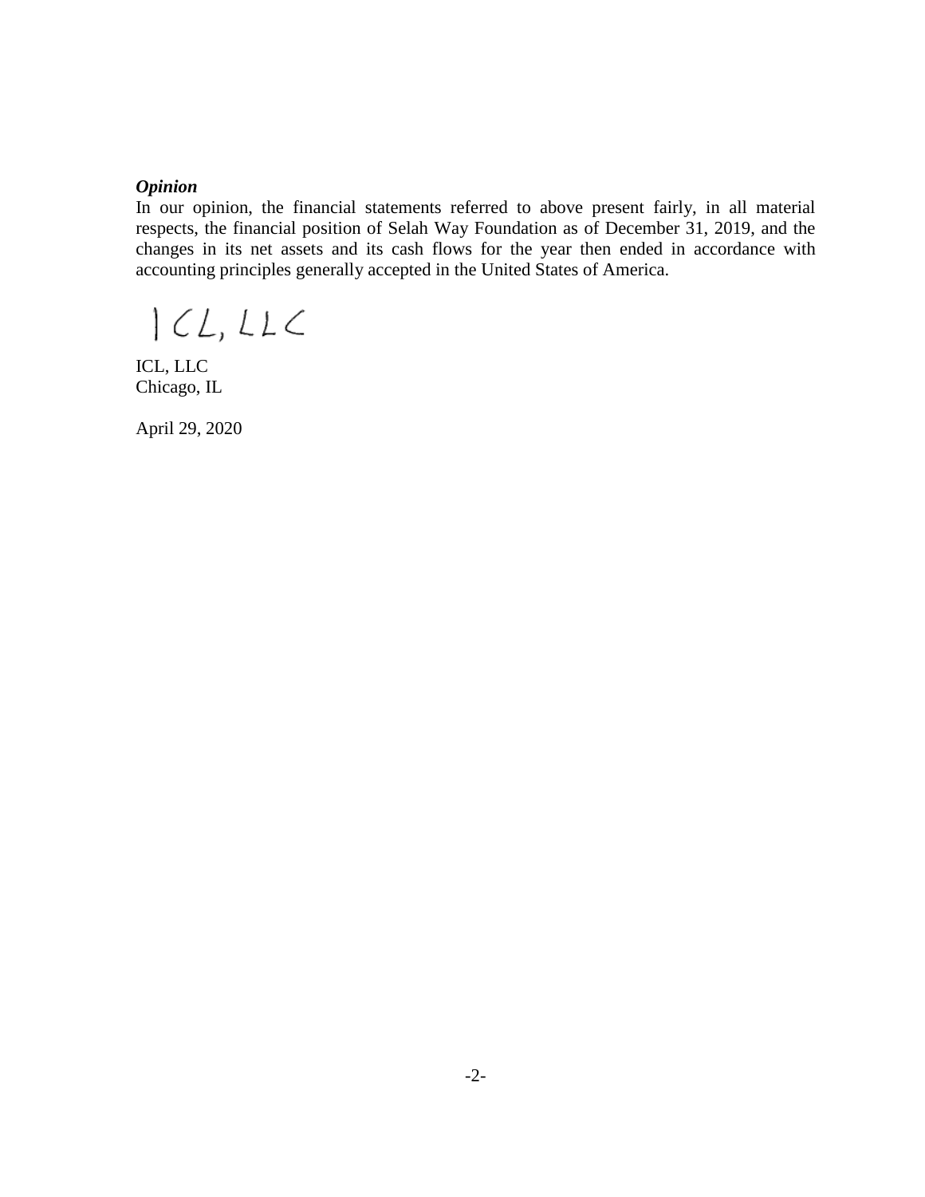***Opinion***

In our opinion, the financial statements referred to above present fairly, in all material respects, the financial position of Selah Way Foundation as of December 31, 2019, and the changes in its net assets and its cash flows for the year then ended in accordance with accounting principles generally accepted in the United States of America.

ICL, LLC

ICL, LLC
Chicago, IL

April 29, 2020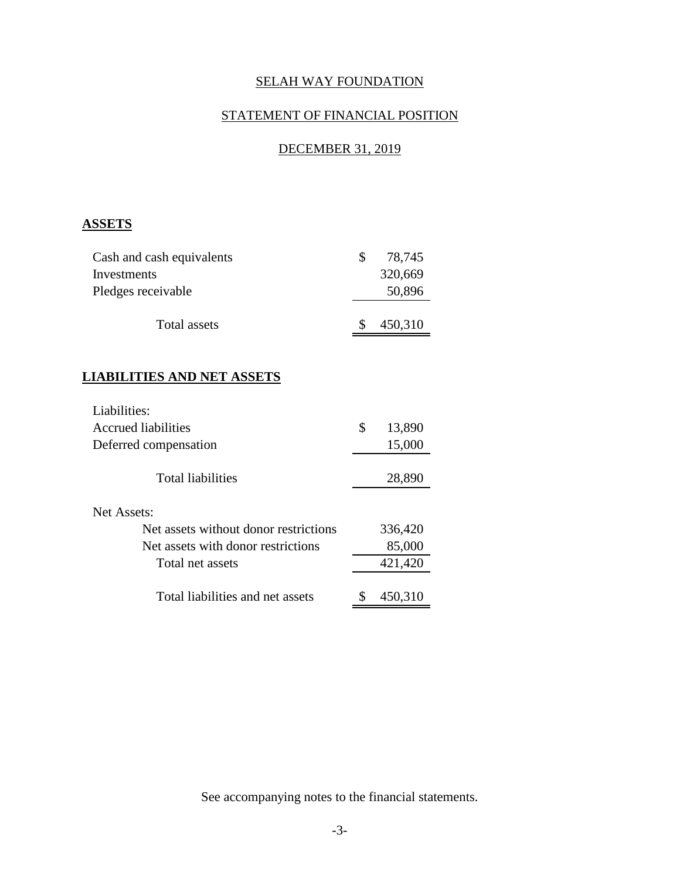# SELAH WAY FOUNDATION

## STATEMENT OF FINANCIAL POSITION

## DECEMBER 31, 2019

**ASSETS**

| | |
|---|---|
| Cash and cash equivalents | $ 78,745 |
| Investments | 320,669 |
| Pledges receivable | 50,896 |
| Total assets | $ 450,310 |

**LIABILITIES AND NET ASSETS**

| | |
|---|---|
| Liabilities: | |
| Accrued liabilities | $ 13,890 |
| Deferred compensation | 15,000 |
| Total liabilities | 28,890 |
| Net Assets: | |
| Net assets without donor restrictions | 336,420 |
| Net assets with donor restrictions | 85,000 |
| Total net assets | 421,420 |
| Total liabilities and net assets | $ 450,310 |

See accompanying notes to the financial statements.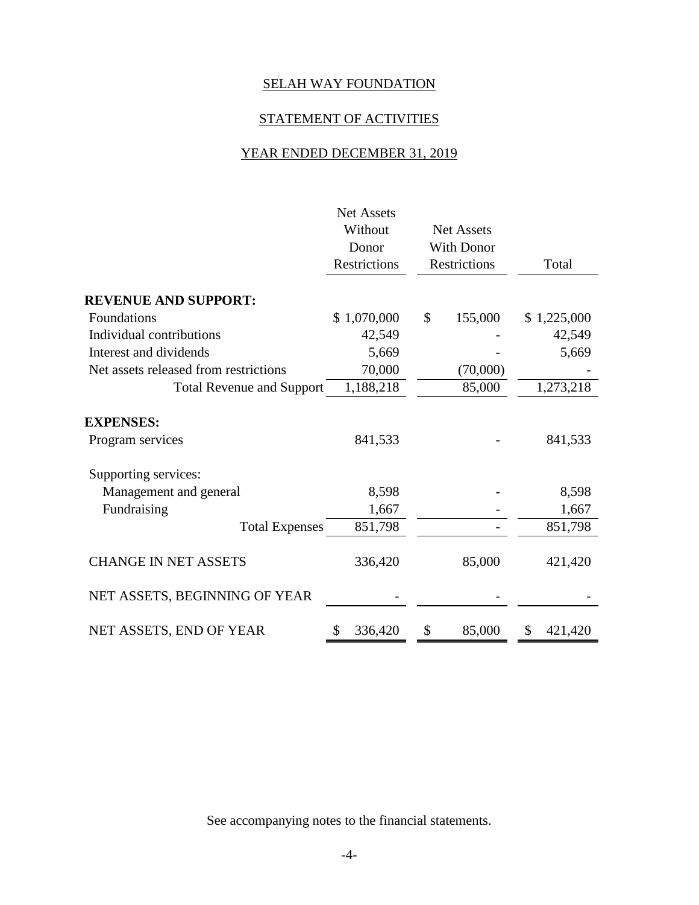# SELAH WAY FOUNDATION

## STATEMENT OF ACTIVITIES

## YEAR ENDED DECEMBER 31, 2019

| | Net Assets Without Donor Restrictions | Net Assets With Donor Restrictions | Total |
|---|---|---|---|
| **REVENUE AND SUPPORT:** | | | |
| Foundations | $ 1,070,000 | $ 155,000 | $ 1,225,000 |
| Individual contributions | 42,549 | - | 42,549 |
| Interest and dividends | 5,669 | - | 5,669 |
| Net assets released from restrictions | 70,000 | (70,000) | - |
| Total Revenue and Support | 1,188,218 | 85,000 | 1,273,218 |
| **EXPENSES:** | | | |
| Program services | 841,533 | - | 841,533 |
| Supporting services: | | | |
| Management and general | 8,598 | - | 8,598 |
| Fundraising | 1,667 | - | 1,667 |
| Total Expenses | 851,798 | - | 851,798 |
| CHANGE IN NET ASSETS | 336,420 | 85,000 | 421,420 |
| NET ASSETS, BEGINNING OF YEAR | - | - | - |
| NET ASSETS, END OF YEAR | $ 336,420 | $ 85,000 | $ 421,420 |

See accompanying notes to the financial statements.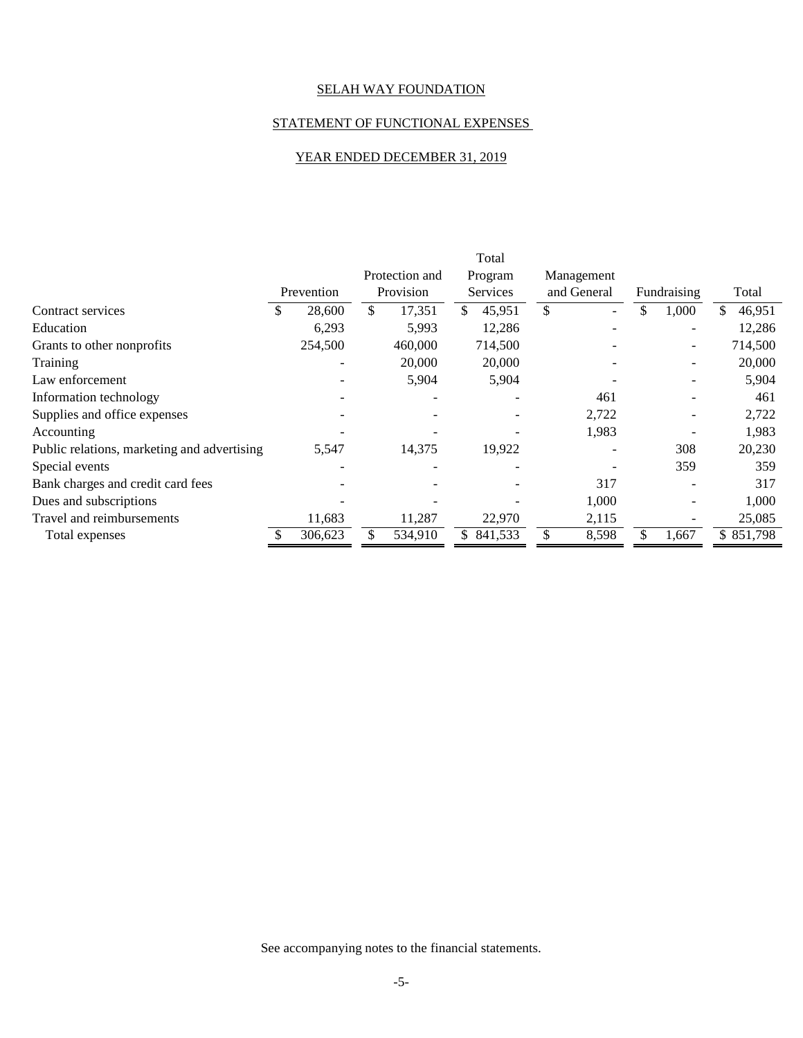SELAH WAY FOUNDATION

STATEMENT OF FUNCTIONAL EXPENSES

YEAR ENDED DECEMBER 31, 2019

| | Prevention | Protection and Provision | Total Program Services | Management and General | Fundraising | Total |
|---|---|---|---|---|---|---|
| Contract services | $ 28,600 | $ 17,351 | $ 45,951 | $ - | $ 1,000 | $ 46,951 |
| Education | 6,293 | 5,993 | 12,286 | - | - | 12,286 |
| Grants to other nonprofits | 254,500 | 460,000 | 714,500 | - | - | 714,500 |
| Training | - | 20,000 | 20,000 | - | - | 20,000 |
| Law enforcement | - | 5,904 | 5,904 | - | - | 5,904 |
| Information technology | - | - | - | 461 | - | 461 |
| Supplies and office expenses | - | - | - | 2,722 | - | 2,722 |
| Accounting | - | - | - | 1,983 | - | 1,983 |
| Public relations, marketing and advertising | 5,547 | 14,375 | 19,922 | - | 308 | 20,230 |
| Special events | - | - | - | - | 359 | 359 |
| Bank charges and credit card fees | - | - | - | 317 | - | 317 |
| Dues and subscriptions | - | - | - | 1,000 | - | 1,000 |
| Travel and reimbursements | 11,683 | 11,287 | 22,970 | 2,115 | - | 25,085 |
| Total expenses | $ 306,623 | $ 534,910 | $ 841,533 | $ 8,598 | $ 1,667 | $ 851,798 |

See accompanying notes to the financial statements.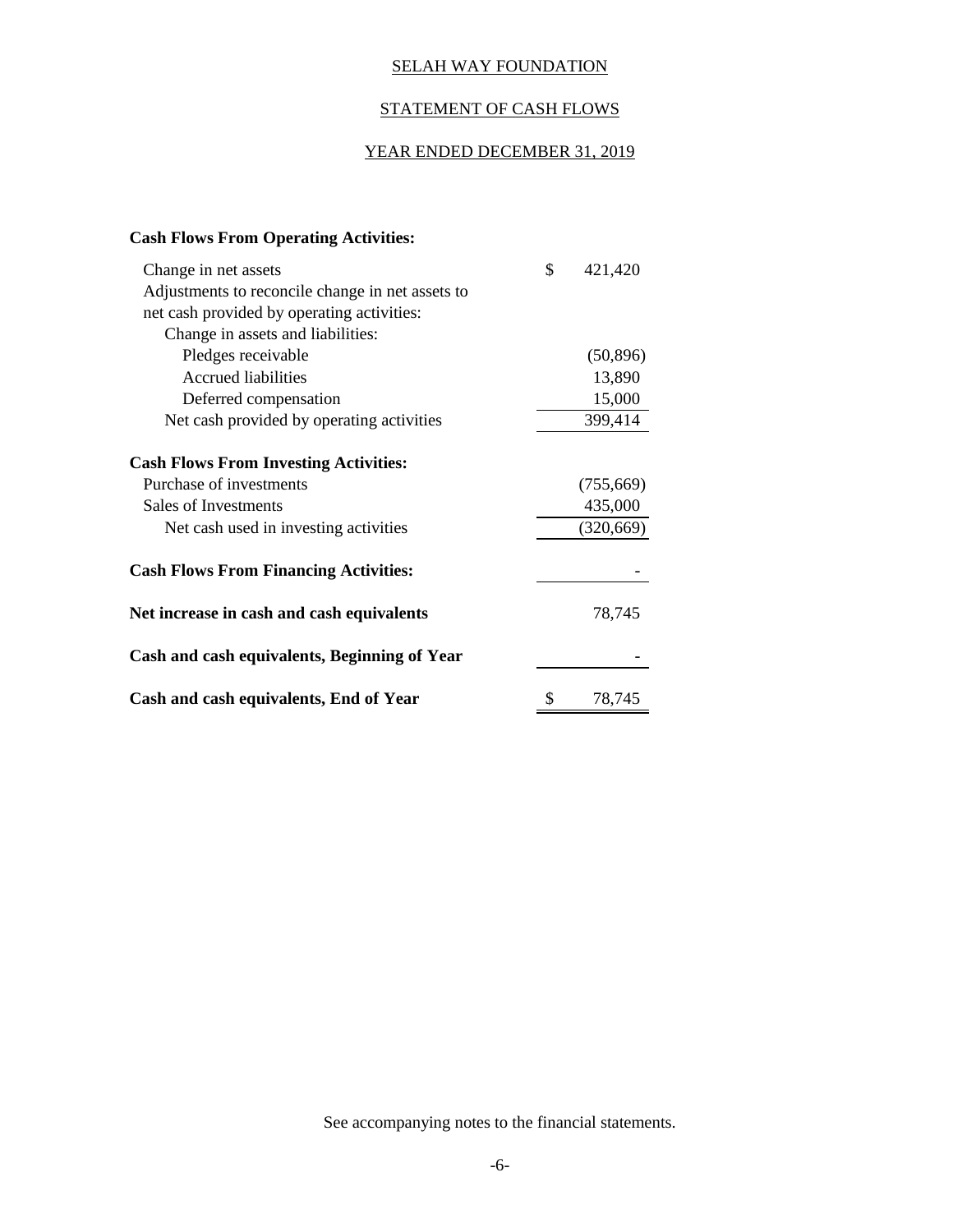SELAH WAY FOUNDATION

STATEMENT OF CASH FLOWS

YEAR ENDED DECEMBER 31, 2019

| | |
|---|---|
| **Cash Flows From Operating Activities:** | |
| Change in net assets | $ 421,420 |
| Adjustments to reconcile change in net assets to net cash provided by operating activities: | |
| Change in assets and liabilities: | |
| Pledges receivable | (50,896) |
| Accrued liabilities | 13,890 |
| Deferred compensation | 15,000 |
| Net cash provided by operating activities | 399,414 |
| **Cash Flows From Investing Activities:** | |
| Purchase of investments | (755,669) |
| Sales of Investments | 435,000 |
| Net cash used in investing activities | (320,669) |
| **Cash Flows From Financing Activities:** | - |
| **Net increase in cash and cash equivalents** | 78,745 |
| **Cash and cash equivalents, Beginning of Year** | - |
| **Cash and cash equivalents, End of Year** | $ 78,745 |

See accompanying notes to the financial statements.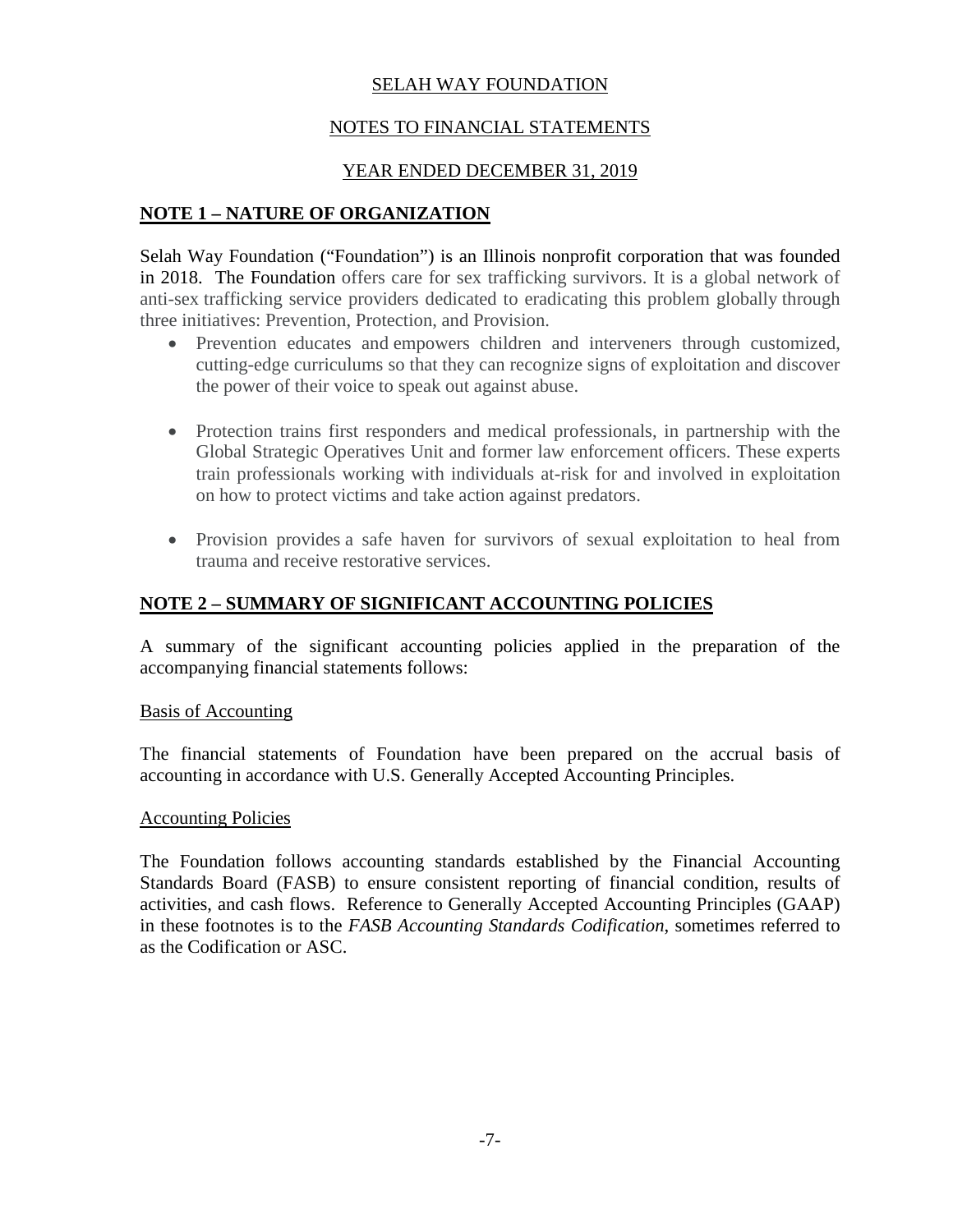SELAH WAY FOUNDATION

NOTES TO FINANCIAL STATEMENTS

YEAR ENDED DECEMBER 31, 2019

## NOTE 1 – NATURE OF ORGANIZATION

Selah Way Foundation ("Foundation") is an Illinois nonprofit corporation that was founded in 2018. The Foundation offers care for sex trafficking survivors. It is a global network of anti-sex trafficking service providers dedicated to eradicating this problem globally through three initiatives: Prevention, Protection, and Provision.

- Prevention educates and empowers children and interveners through customized, cutting-edge curriculums so that they can recognize signs of exploitation and discover the power of their voice to speak out against abuse.

- Protection trains first responders and medical professionals, in partnership with the Global Strategic Operatives Unit and former law enforcement officers. These experts train professionals working with individuals at-risk for and involved in exploitation on how to protect victims and take action against predators.

- Provision provides a safe haven for survivors of sexual exploitation to heal from trauma and receive restorative services.

## NOTE 2 – SUMMARY OF SIGNIFICANT ACCOUNTING POLICIES

A summary of the significant accounting policies applied in the preparation of the accompanying financial statements follows:

### Basis of Accounting

The financial statements of Foundation have been prepared on the accrual basis of accounting in accordance with U.S. Generally Accepted Accounting Principles.

### Accounting Policies

The Foundation follows accounting standards established by the Financial Accounting Standards Board (FASB) to ensure consistent reporting of financial condition, results of activities, and cash flows. Reference to Generally Accepted Accounting Principles (GAAP) in these footnotes is to the *FASB Accounting Standards Codification*, sometimes referred to as the Codification or ASC.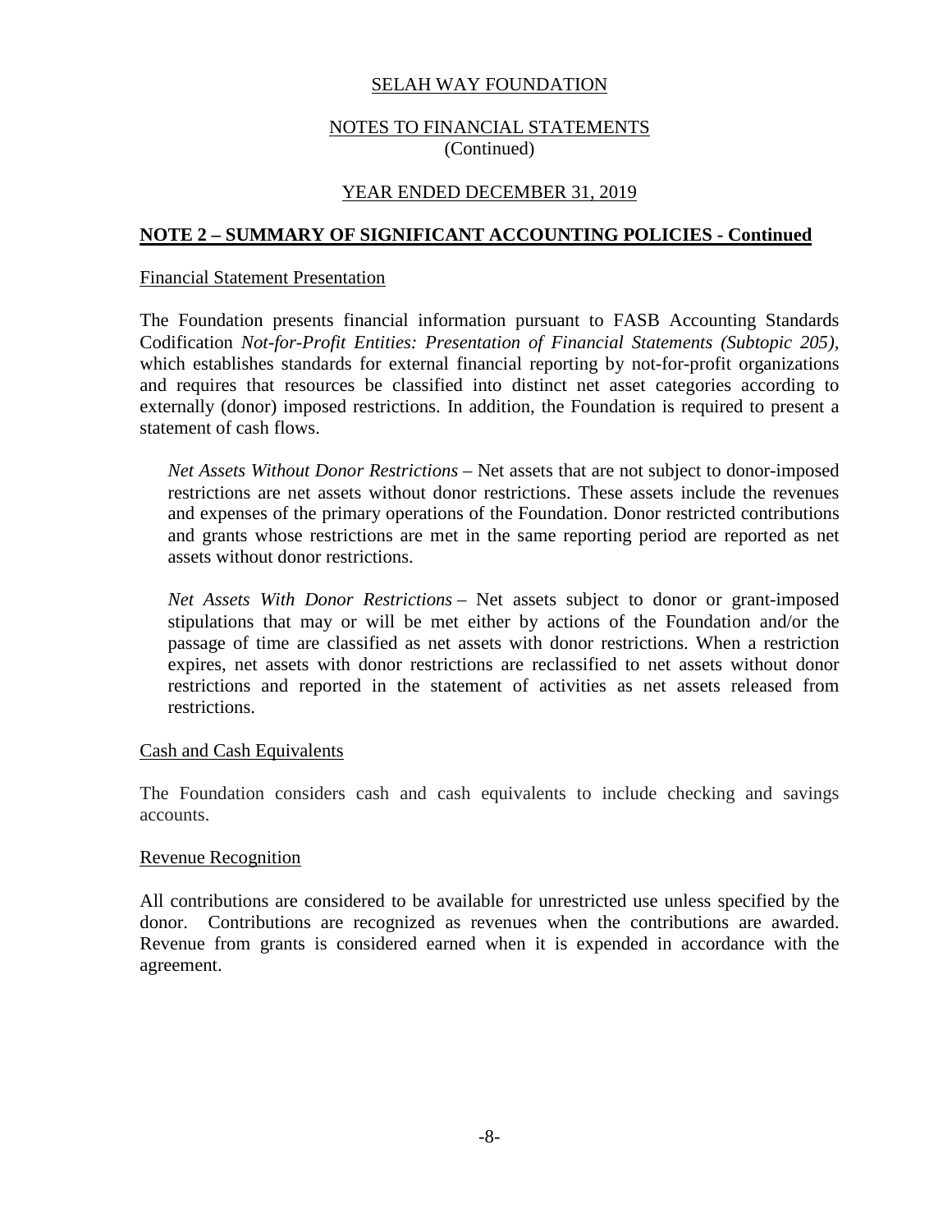# SELAH WAY FOUNDATION

## NOTES TO FINANCIAL STATEMENTS
(Continued)

## YEAR ENDED DECEMBER 31, 2019

### NOTE 2 – SUMMARY OF SIGNIFICANT ACCOUNTING POLICIES - Continued

#### Financial Statement Presentation

The Foundation presents financial information pursuant to FASB Accounting Standards Codification *Not-for-Profit Entities: Presentation of Financial Statements (Subtopic 205),* which establishes standards for external financial reporting by not-for-profit organizations and requires that resources be classified into distinct net asset categories according to externally (donor) imposed restrictions. In addition, the Foundation is required to present a statement of cash flows.

*Net Assets Without Donor Restrictions* – Net assets that are not subject to donor-imposed restrictions are net assets without donor restrictions. These assets include the revenues and expenses of the primary operations of the Foundation. Donor restricted contributions and grants whose restrictions are met in the same reporting period are reported as net assets without donor restrictions.

*Net Assets With Donor Restrictions* – Net assets subject to donor or grant-imposed stipulations that may or will be met either by actions of the Foundation and/or the passage of time are classified as net assets with donor restrictions. When a restriction expires, net assets with donor restrictions are reclassified to net assets without donor restrictions and reported in the statement of activities as net assets released from restrictions.

#### Cash and Cash Equivalents

The Foundation considers cash and cash equivalents to include checking and savings accounts.

#### Revenue Recognition

All contributions are considered to be available for unrestricted use unless specified by the donor. Contributions are recognized as revenues when the contributions are awarded. Revenue from grants is considered earned when it is expended in accordance with the agreement.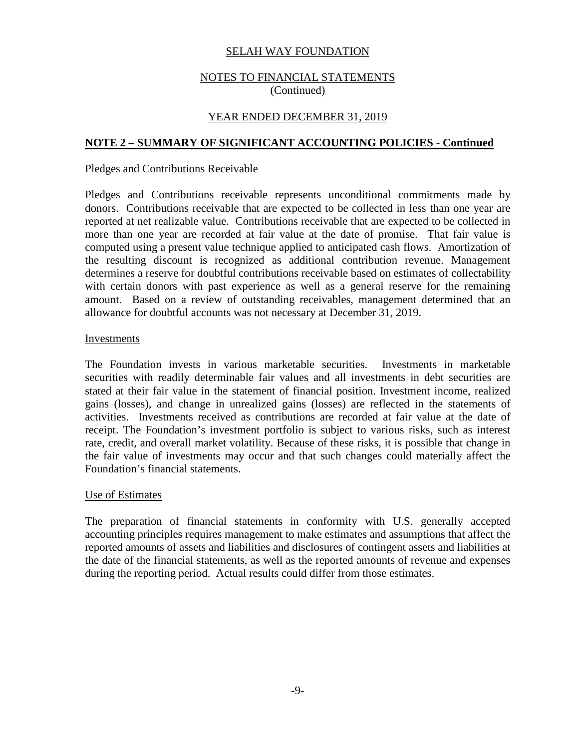SELAH WAY FOUNDATION

NOTES TO FINANCIAL STATEMENTS
(Continued)

YEAR ENDED DECEMBER 31, 2019

## NOTE 2 – SUMMARY OF SIGNIFICANT ACCOUNTING POLICIES - Continued

### Pledges and Contributions Receivable

Pledges and Contributions receivable represents unconditional commitments made by donors. Contributions receivable that are expected to be collected in less than one year are reported at net realizable value. Contributions receivable that are expected to be collected in more than one year are recorded at fair value at the date of promise. That fair value is computed using a present value technique applied to anticipated cash flows. Amortization of the resulting discount is recognized as additional contribution revenue. Management determines a reserve for doubtful contributions receivable based on estimates of collectability with certain donors with past experience as well as a general reserve for the remaining amount. Based on a review of outstanding receivables, management determined that an allowance for doubtful accounts was not necessary at December 31, 2019.

### Investments

The Foundation invests in various marketable securities. Investments in marketable securities with readily determinable fair values and all investments in debt securities are stated at their fair value in the statement of financial position. Investment income, realized gains (losses), and change in unrealized gains (losses) are reflected in the statements of activities. Investments received as contributions are recorded at fair value at the date of receipt. The Foundation's investment portfolio is subject to various risks, such as interest rate, credit, and overall market volatility. Because of these risks, it is possible that change in the fair value of investments may occur and that such changes could materially affect the Foundation's financial statements.

### Use of Estimates

The preparation of financial statements in conformity with U.S. generally accepted accounting principles requires management to make estimates and assumptions that affect the reported amounts of assets and liabilities and disclosures of contingent assets and liabilities at the date of the financial statements, as well as the reported amounts of revenue and expenses during the reporting period. Actual results could differ from those estimates.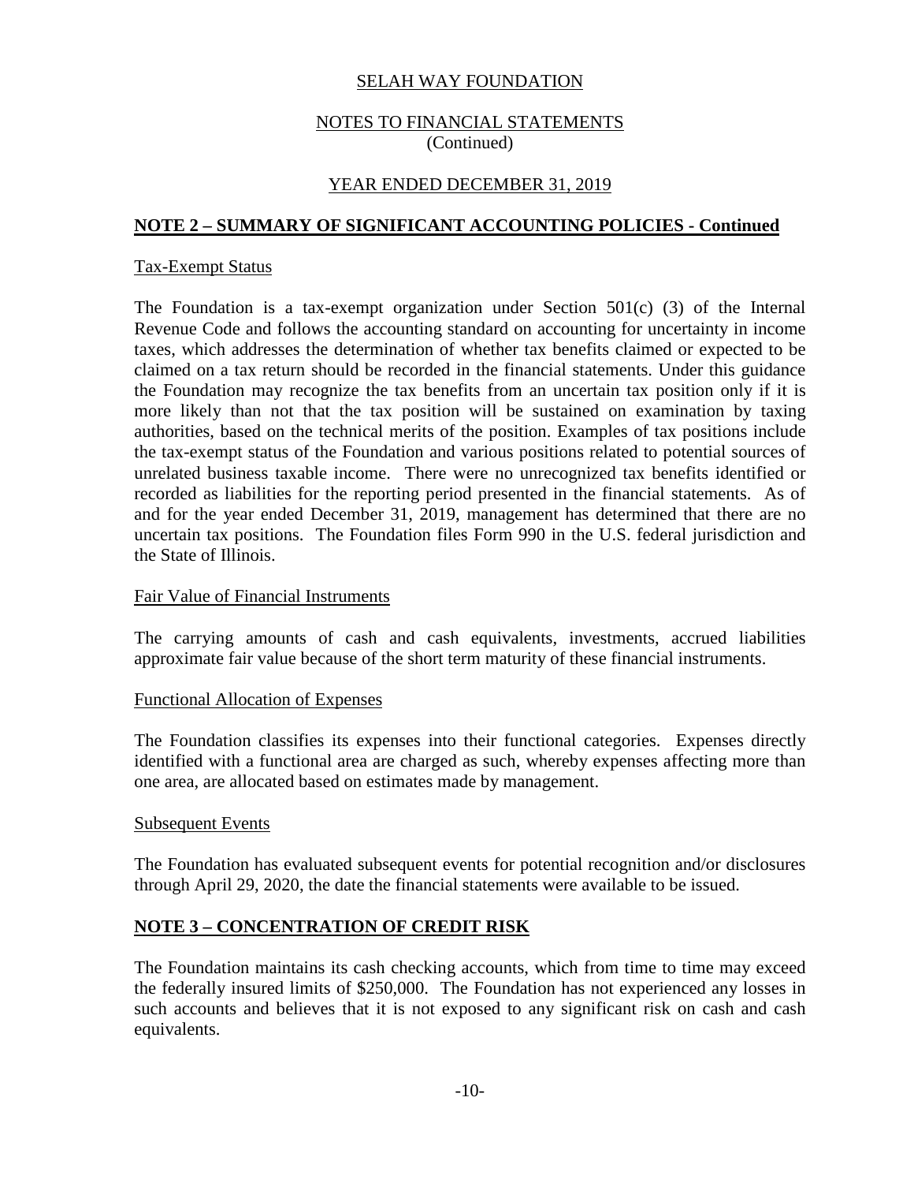## NOTE 2 – SUMMARY OF SIGNIFICANT ACCOUNTING POLICIES - Continued

### Tax-Exempt Status

The Foundation is a tax-exempt organization under Section 501(c) (3) of the Internal Revenue Code and follows the accounting standard on accounting for uncertainty in income taxes, which addresses the determination of whether tax benefits claimed or expected to be claimed on a tax return should be recorded in the financial statements. Under this guidance the Foundation may recognize the tax benefits from an uncertain tax position only if it is more likely than not that the tax position will be sustained on examination by taxing authorities, based on the technical merits of the position. Examples of tax positions include the tax-exempt status of the Foundation and various positions related to potential sources of unrelated business taxable income. There were no unrecognized tax benefits identified or recorded as liabilities for the reporting period presented in the financial statements. As of and for the year ended December 31, 2019, management has determined that there are no uncertain tax positions. The Foundation files Form 990 in the U.S. federal jurisdiction and the State of Illinois.

### Fair Value of Financial Instruments

The carrying amounts of cash and cash equivalents, investments, accrued liabilities approximate fair value because of the short term maturity of these financial instruments.

### Functional Allocation of Expenses

The Foundation classifies its expenses into their functional categories. Expenses directly identified with a functional area are charged as such, whereby expenses affecting more than one area, are allocated based on estimates made by management.

### Subsequent Events

The Foundation has evaluated subsequent events for potential recognition and/or disclosures through April 29, 2020, the date the financial statements were available to be issued.

## NOTE 3 – CONCENTRATION OF CREDIT RISK

The Foundation maintains its cash checking accounts, which from time to time may exceed the federally insured limits of $250,000. The Foundation has not experienced any losses in such accounts and believes that it is not exposed to any significant risk on cash and cash equivalents.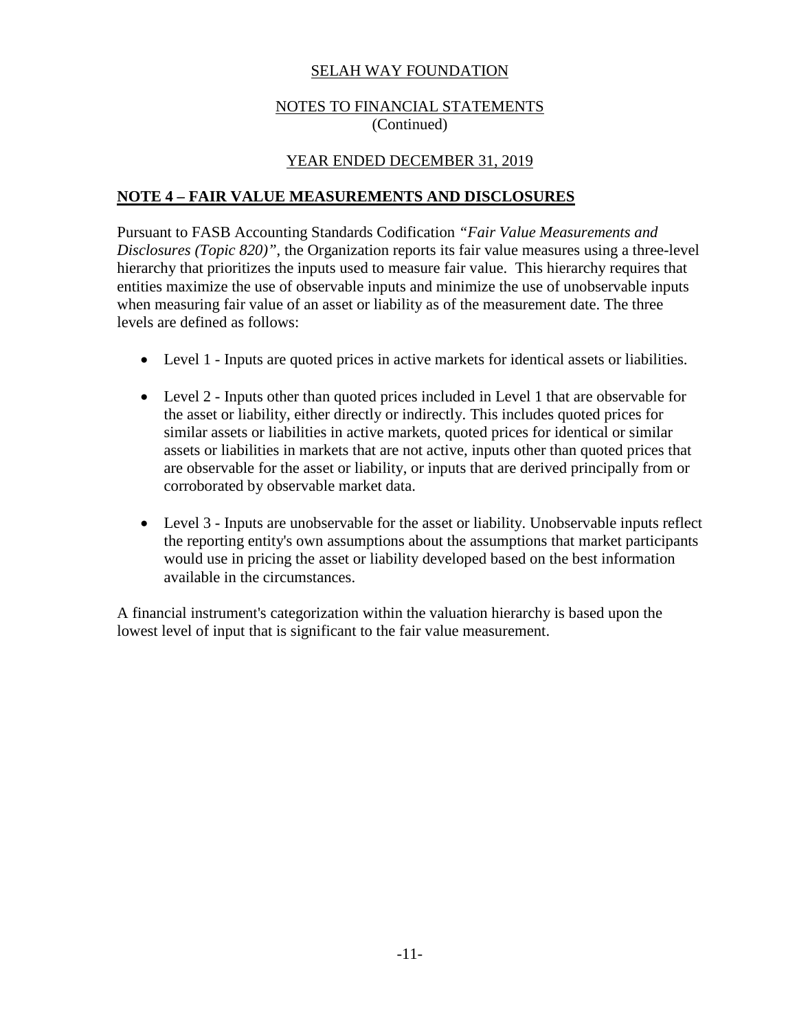## NOTE 4 – FAIR VALUE MEASUREMENTS AND DISCLOSURES

Pursuant to FASB Accounting Standards Codification *"Fair Value Measurements and Disclosures (Topic 820)"*, the Organization reports its fair value measures using a three-level hierarchy that prioritizes the inputs used to measure fair value. This hierarchy requires that entities maximize the use of observable inputs and minimize the use of unobservable inputs when measuring fair value of an asset or liability as of the measurement date. The three levels are defined as follows:

- Level 1 - Inputs are quoted prices in active markets for identical assets or liabilities.
- Level 2 - Inputs other than quoted prices included in Level 1 that are observable for the asset or liability, either directly or indirectly. This includes quoted prices for similar assets or liabilities in active markets, quoted prices for identical or similar assets or liabilities in markets that are not active, inputs other than quoted prices that are observable for the asset or liability, or inputs that are derived principally from or corroborated by observable market data.
- Level 3 - Inputs are unobservable for the asset or liability. Unobservable inputs reflect the reporting entity's own assumptions about the assumptions that market participants would use in pricing the asset or liability developed based on the best information available in the circumstances.

A financial instrument's categorization within the valuation hierarchy is based upon the lowest level of input that is significant to the fair value measurement.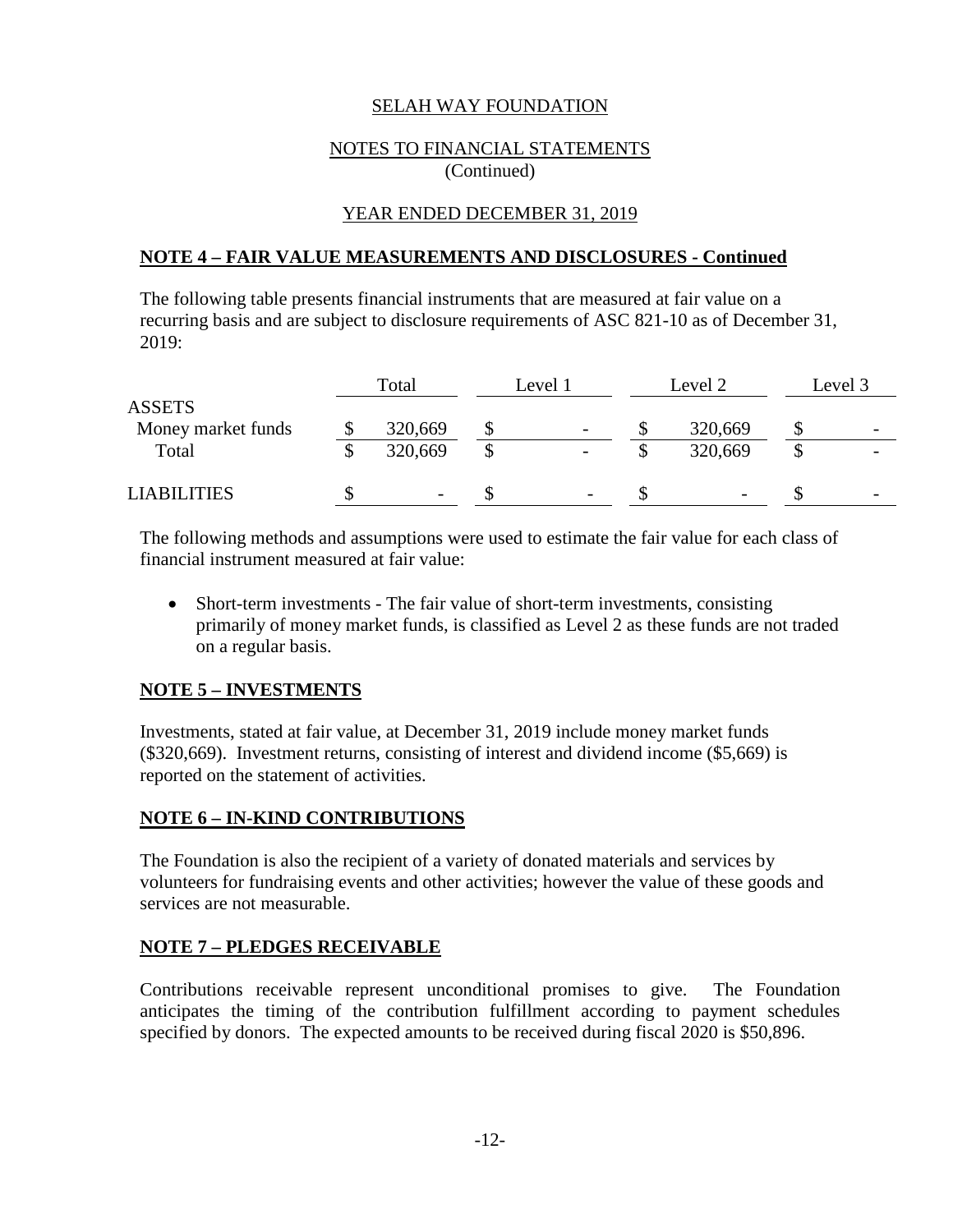SELAH WAY FOUNDATION

NOTES TO FINANCIAL STATEMENTS
(Continued)

YEAR ENDED DECEMBER 31, 2019

**NOTE 4 – FAIR VALUE MEASUREMENTS AND DISCLOSURES - Continued**

The following table presents financial instruments that are measured at fair value on a recurring basis and are subject to disclosure requirements of ASC 821-10 as of December 31, 2019:

| | Total | Level 1 | Level 2 | Level 3 |
|---|---|---|---|---|
| ASSETS | | | | |
| Money market funds | $ 320,669 | $ - | $ 320,669 | $ - |
| Total | $ 320,669 | $ - | $ 320,669 | $ - |
| LIABILITIES | $ - | $ - | $ - | $ - |

The following methods and assumptions were used to estimate the fair value for each class of financial instrument measured at fair value:

- Short-term investments - The fair value of short-term investments, consisting primarily of money market funds, is classified as Level 2 as these funds are not traded on a regular basis.

**NOTE 5 – INVESTMENTS**

Investments, stated at fair value, at December 31, 2019 include money market funds ($320,669). Investment returns, consisting of interest and dividend income ($5,669) is reported on the statement of activities.

**NOTE 6 – IN-KIND CONTRIBUTIONS**

The Foundation is also the recipient of a variety of donated materials and services by volunteers for fundraising events and other activities; however the value of these goods and services are not measurable.

**NOTE 7 – PLEDGES RECEIVABLE**

Contributions receivable represent unconditional promises to give. The Foundation anticipates the timing of the contribution fulfillment according to payment schedules specified by donors. The expected amounts to be received during fiscal 2020 is $50,896.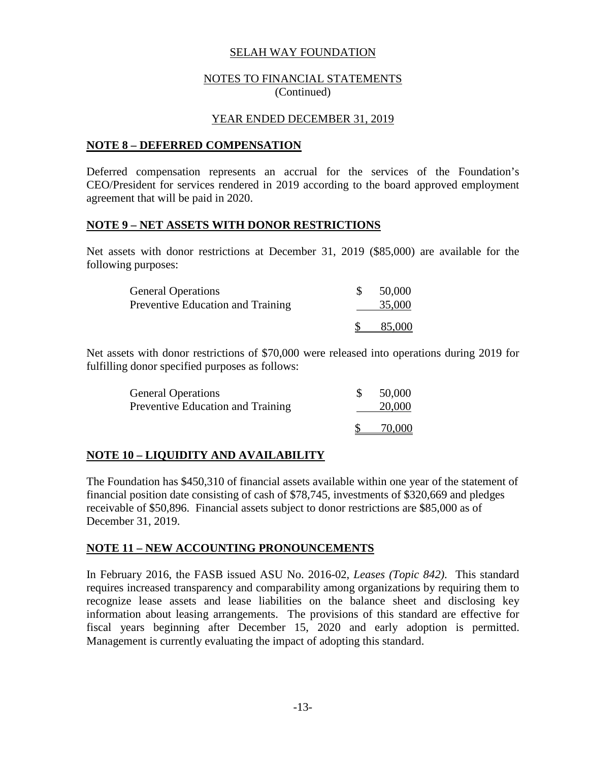SELAH WAY FOUNDATION

NOTES TO FINANCIAL STATEMENTS
(Continued)

YEAR ENDED DECEMBER 31, 2019

## NOTE 8 – DEFERRED COMPENSATION

Deferred compensation represents an accrual for the services of the Foundation's CEO/President for services rendered in 2019 according to the board approved employment agreement that will be paid in 2020.

## NOTE 9 – NET ASSETS WITH DONOR RESTRICTIONS

Net assets with donor restrictions at December 31, 2019 ($85,000) are available for the following purposes:

| | |
|---|---|
| General Operations | $ 50,000 |
| Preventive Education and Training | 35,000 |
| | $ 85,000 |

Net assets with donor restrictions of $70,000 were released into operations during 2019 for fulfilling donor specified purposes as follows:

| | |
|---|---|
| General Operations | $ 50,000 |
| Preventive Education and Training | 20,000 |
| | $ 70,000 |

## NOTE 10 – LIQUIDITY AND AVAILABILITY

The Foundation has $450,310 of financial assets available within one year of the statement of financial position date consisting of cash of $78,745, investments of $320,669 and pledges receivable of $50,896. Financial assets subject to donor restrictions are $85,000 as of December 31, 2019.

## NOTE 11 – NEW ACCOUNTING PRONOUNCEMENTS

In February 2016, the FASB issued ASU No. 2016-02, *Leases (Topic 842)*. This standard requires increased transparency and comparability among organizations by requiring them to recognize lease assets and lease liabilities on the balance sheet and disclosing key information about leasing arrangements. The provisions of this standard are effective for fiscal years beginning after December 15, 2020 and early adoption is permitted. Management is currently evaluating the impact of adopting this standard.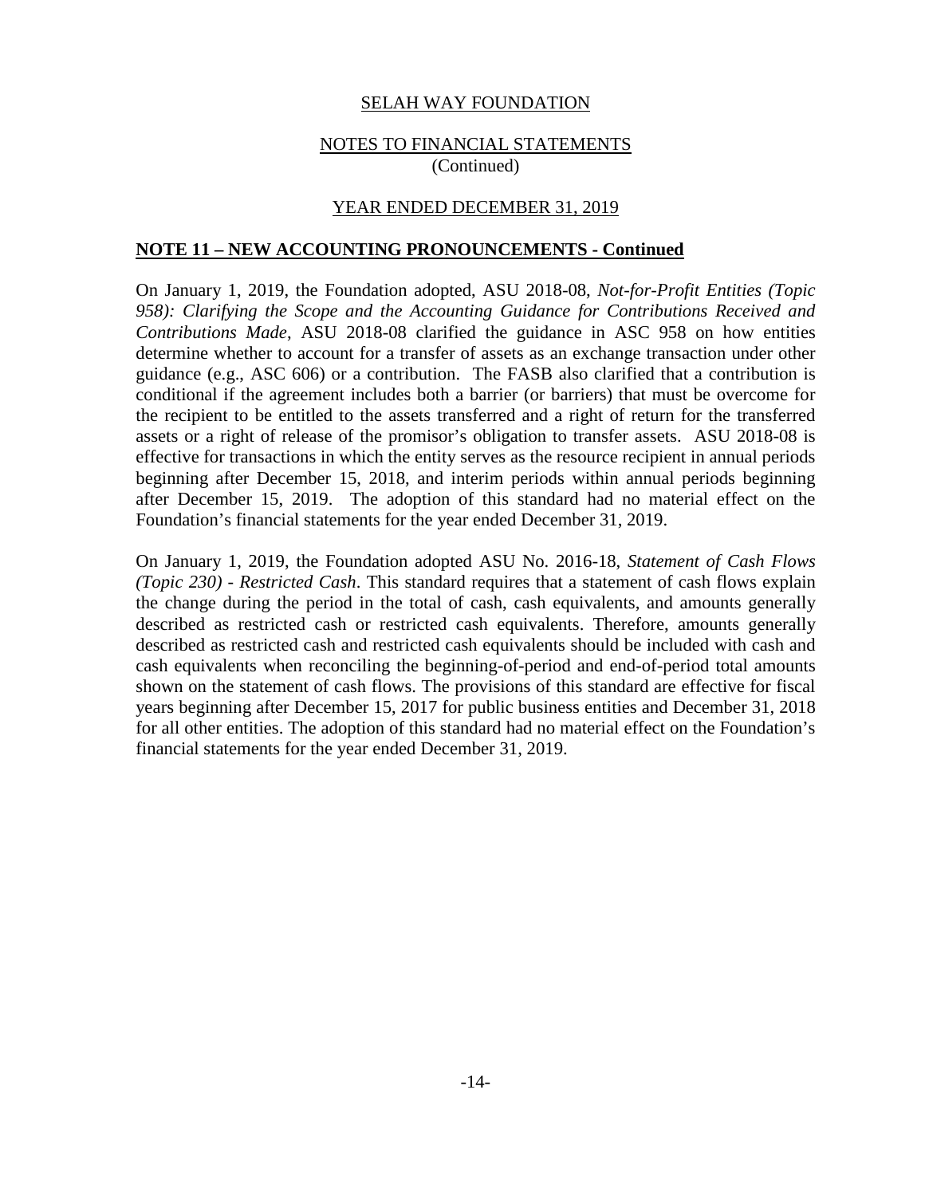**NOTE 11 – NEW ACCOUNTING PRONOUNCEMENTS - Continued**

On January 1, 2019, the Foundation adopted, ASU 2018-08, *Not-for-Profit Entities (Topic 958): Clarifying the Scope and the Accounting Guidance for Contributions Received and Contributions Made*, ASU 2018-08 clarified the guidance in ASC 958 on how entities determine whether to account for a transfer of assets as an exchange transaction under other guidance (e.g., ASC 606) or a contribution. The FASB also clarified that a contribution is conditional if the agreement includes both a barrier (or barriers) that must be overcome for the recipient to be entitled to the assets transferred and a right of return for the transferred assets or a right of release of the promisor's obligation to transfer assets. ASU 2018-08 is effective for transactions in which the entity serves as the resource recipient in annual periods beginning after December 15, 2018, and interim periods within annual periods beginning after December 15, 2019. The adoption of this standard had no material effect on the Foundation's financial statements for the year ended December 31, 2019.

On January 1, 2019, the Foundation adopted ASU No. 2016-18, *Statement of Cash Flows (Topic 230) - Restricted Cash*. This standard requires that a statement of cash flows explain the change during the period in the total of cash, cash equivalents, and amounts generally described as restricted cash or restricted cash equivalents. Therefore, amounts generally described as restricted cash and restricted cash equivalents should be included with cash and cash equivalents when reconciling the beginning-of-period and end-of-period total amounts shown on the statement of cash flows. The provisions of this standard are effective for fiscal years beginning after December 15, 2017 for public business entities and December 31, 2018 for all other entities. The adoption of this standard had no material effect on the Foundation's financial statements for the year ended December 31, 2019.